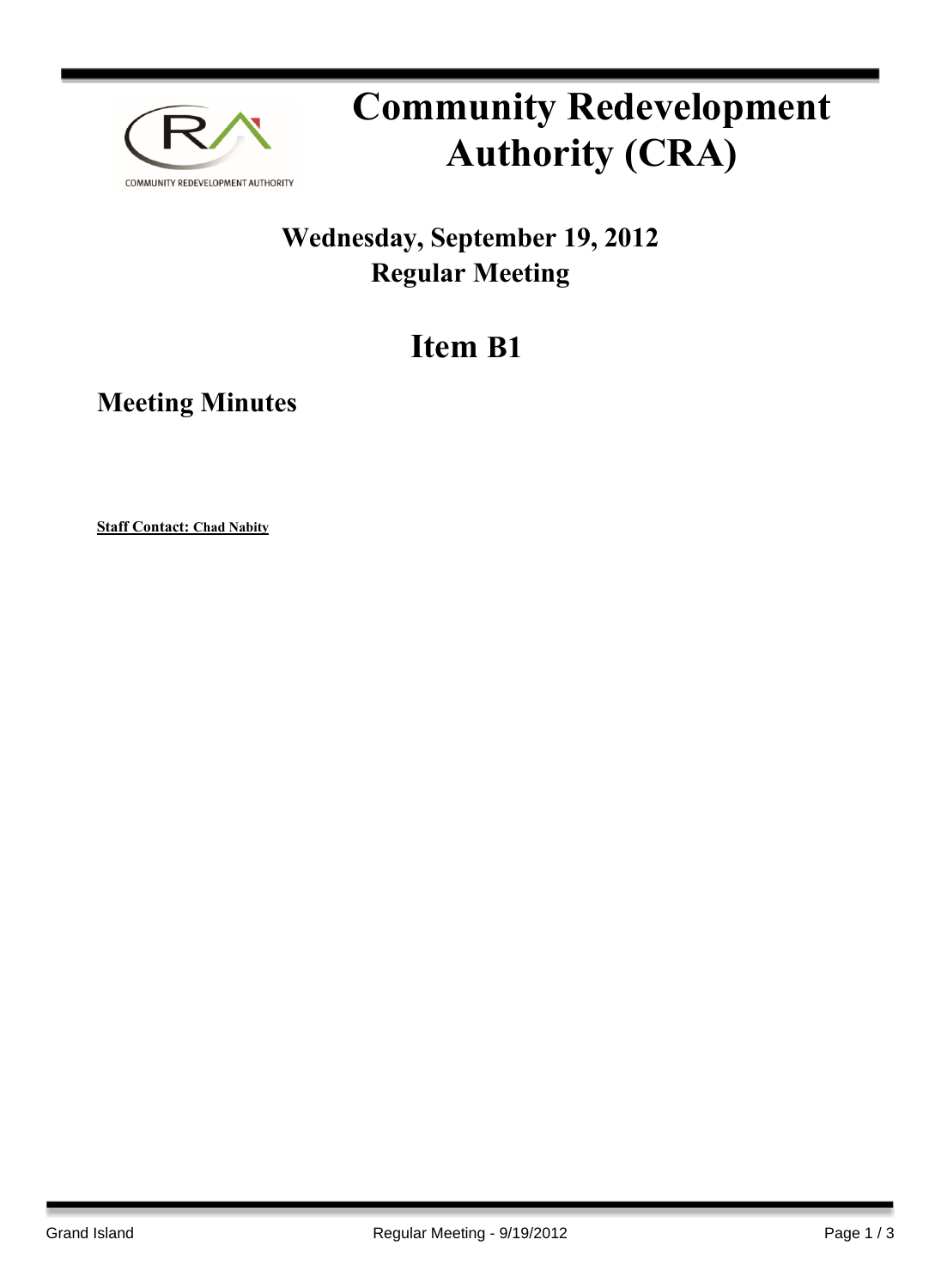# Community Redevelopment Authority (CRA)

## Wednesday, September 19, 2012
## Regular Meeting

## Item B1

### Meeting Minutes

**Staff Contact: Chad Nabity**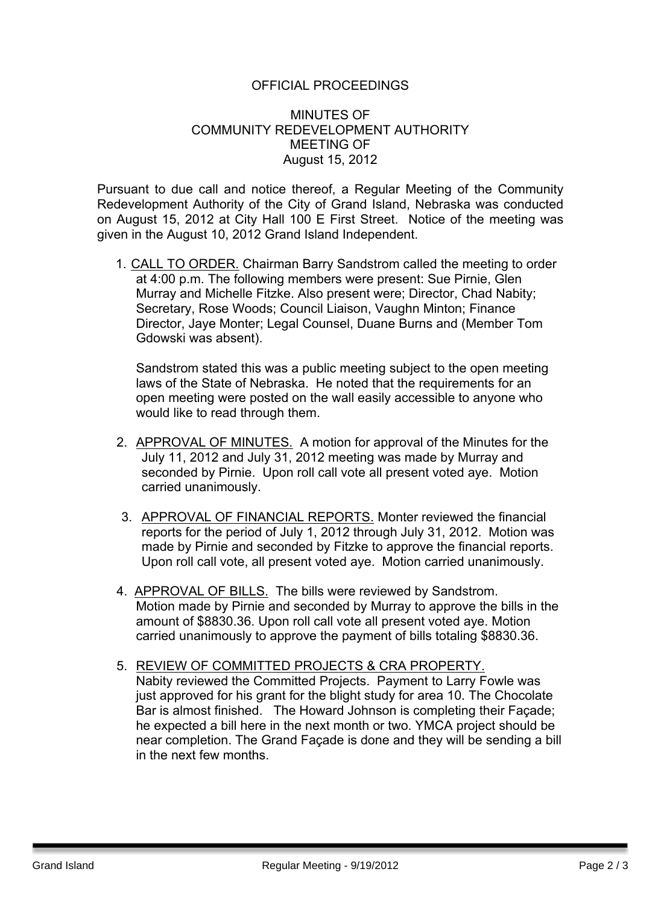OFFICIAL PROCEEDINGS

MINUTES OF
COMMUNITY REDEVELOPMENT AUTHORITY
MEETING OF
August 15, 2012

Pursuant to due call and notice thereof, a Regular Meeting of the Community Redevelopment Authority of the City of Grand Island, Nebraska was conducted on August 15, 2012 at City Hall 100 E First Street. Notice of the meeting was given in the August 10, 2012 Grand Island Independent.

1. CALL TO ORDER. Chairman Barry Sandstrom called the meeting to order at 4:00 p.m. The following members were present: Sue Pirnie, Glen Murray and Michelle Fitzke. Also present were; Director, Chad Nabity; Secretary, Rose Woods; Council Liaison, Vaughn Minton; Finance Director, Jaye Monter; Legal Counsel, Duane Burns and (Member Tom Gdowski was absent).

   Sandstrom stated this was a public meeting subject to the open meeting laws of the State of Nebraska. He noted that the requirements for an open meeting were posted on the wall easily accessible to anyone who would like to read through them.

2. APPROVAL OF MINUTES. A motion for approval of the Minutes for the July 11, 2012 and July 31, 2012 meeting was made by Murray and seconded by Pirnie. Upon roll call vote all present voted aye. Motion carried unanimously.

3. APPROVAL OF FINANCIAL REPORTS. Monter reviewed the financial reports for the period of July 1, 2012 through July 31, 2012. Motion was made by Pirnie and seconded by Fitzke to approve the financial reports. Upon roll call vote, all present voted aye. Motion carried unanimously.

4. APPROVAL OF BILLS. The bills were reviewed by Sandstrom. Motion made by Pirnie and seconded by Murray to approve the bills in the amount of $8830.36. Upon roll call vote all present voted aye. Motion carried unanimously to approve the payment of bills totaling $8830.36.

5. REVIEW OF COMMITTED PROJECTS & CRA PROPERTY. Nabity reviewed the Committed Projects. Payment to Larry Fowle was just approved for his grant for the blight study for area 10. The Chocolate Bar is almost finished. The Howard Johnson is completing their Façade; he expected a bill here in the next month or two. YMCA project should be near completion. The Grand Façade is done and they will be sending a bill in the next few months.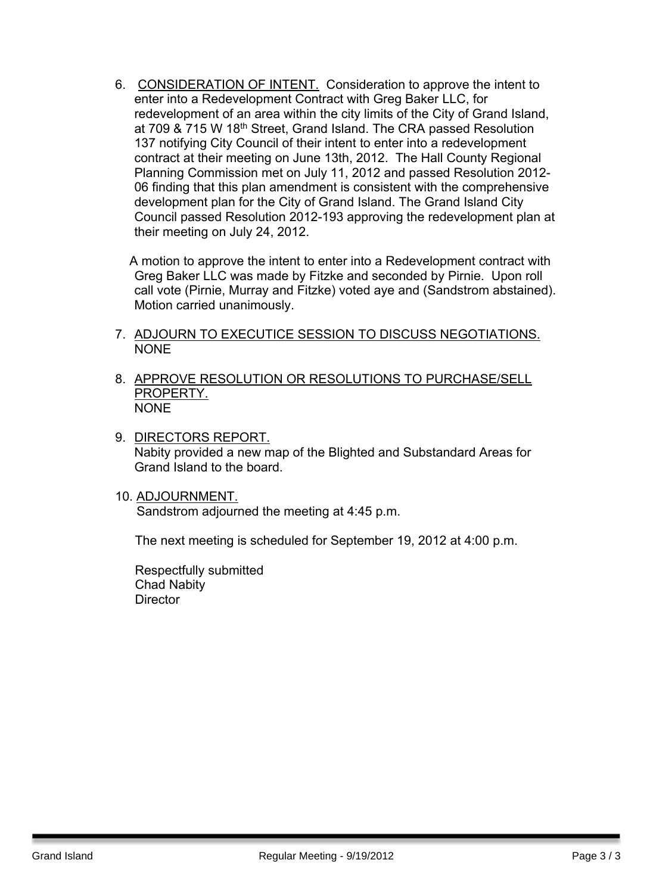6. <u>CONSIDERATION OF INTENT.</u> Consideration to approve the intent to enter into a Redevelopment Contract with Greg Baker LLC, for redevelopment of an area within the city limits of the City of Grand Island, at 709 & 715 W 18th Street, Grand Island. The CRA passed Resolution 137 notifying City Council of their intent to enter into a redevelopment contract at their meeting on June 13th, 2012. The Hall County Regional Planning Commission met on July 11, 2012 and passed Resolution 2012-06 finding that this plan amendment is consistent with the comprehensive development plan for the City of Grand Island. The Grand Island City Council passed Resolution 2012-193 approving the redevelopment plan at their meeting on July 24, 2012.

   A motion to approve the intent to enter into a Redevelopment contract with Greg Baker LLC was made by Fitzke and seconded by Pirnie. Upon roll call vote (Pirnie, Murray and Fitzke) voted aye and (Sandstrom abstained). Motion carried unanimously.

7. <u>ADJOURN TO EXECUTICE SESSION TO DISCUSS NEGOTIATIONS.</u>
   NONE

8. <u>APPROVE RESOLUTION OR RESOLUTIONS TO PURCHASE/SELL PROPERTY.</u>
   NONE

9. <u>DIRECTORS REPORT.</u>
   Nabity provided a new map of the Blighted and Substandard Areas for Grand Island to the board.

10. <u>ADJOURNMENT.</u>
    Sandstrom adjourned the meeting at 4:45 p.m.

    The next meeting is scheduled for September 19, 2012 at 4:00 p.m.

    Respectfully submitted
    Chad Nabity
    Director